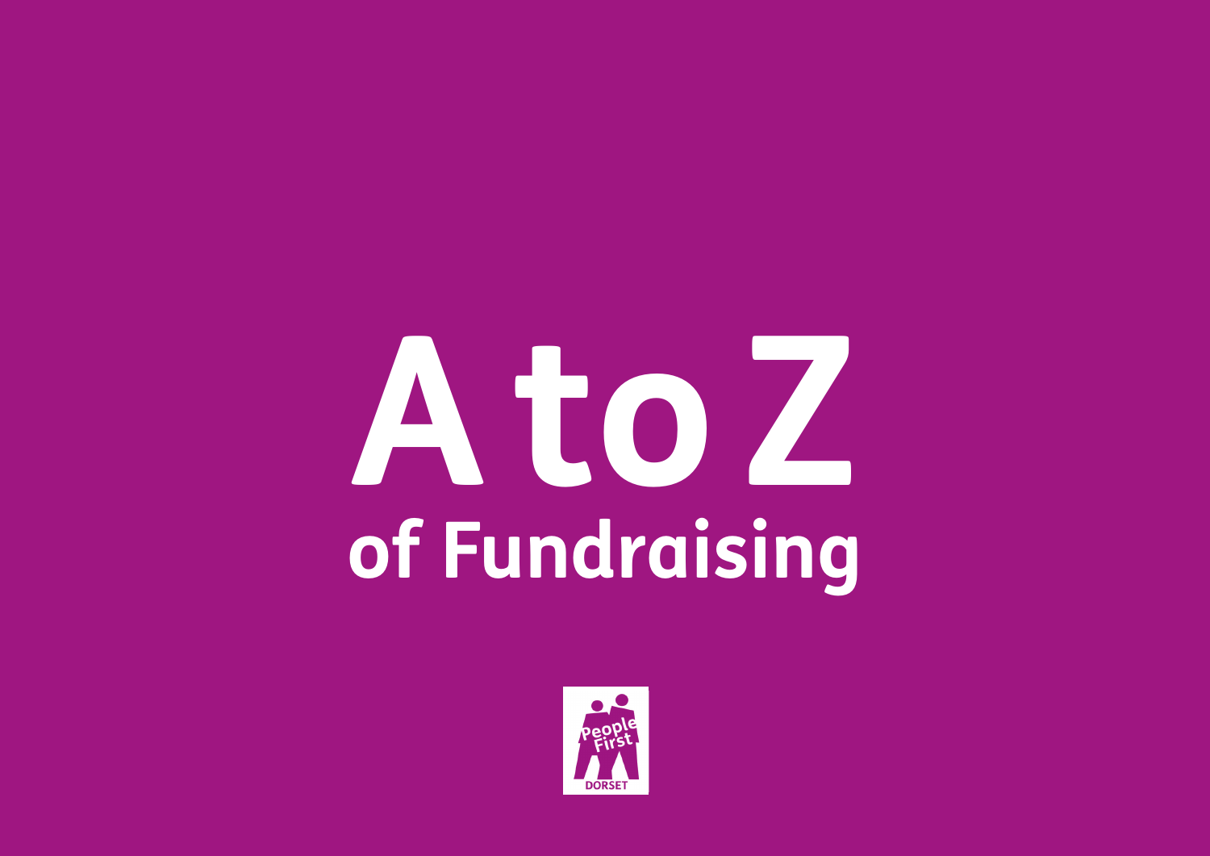# A to Z

## of Fundraising

People First

DORSET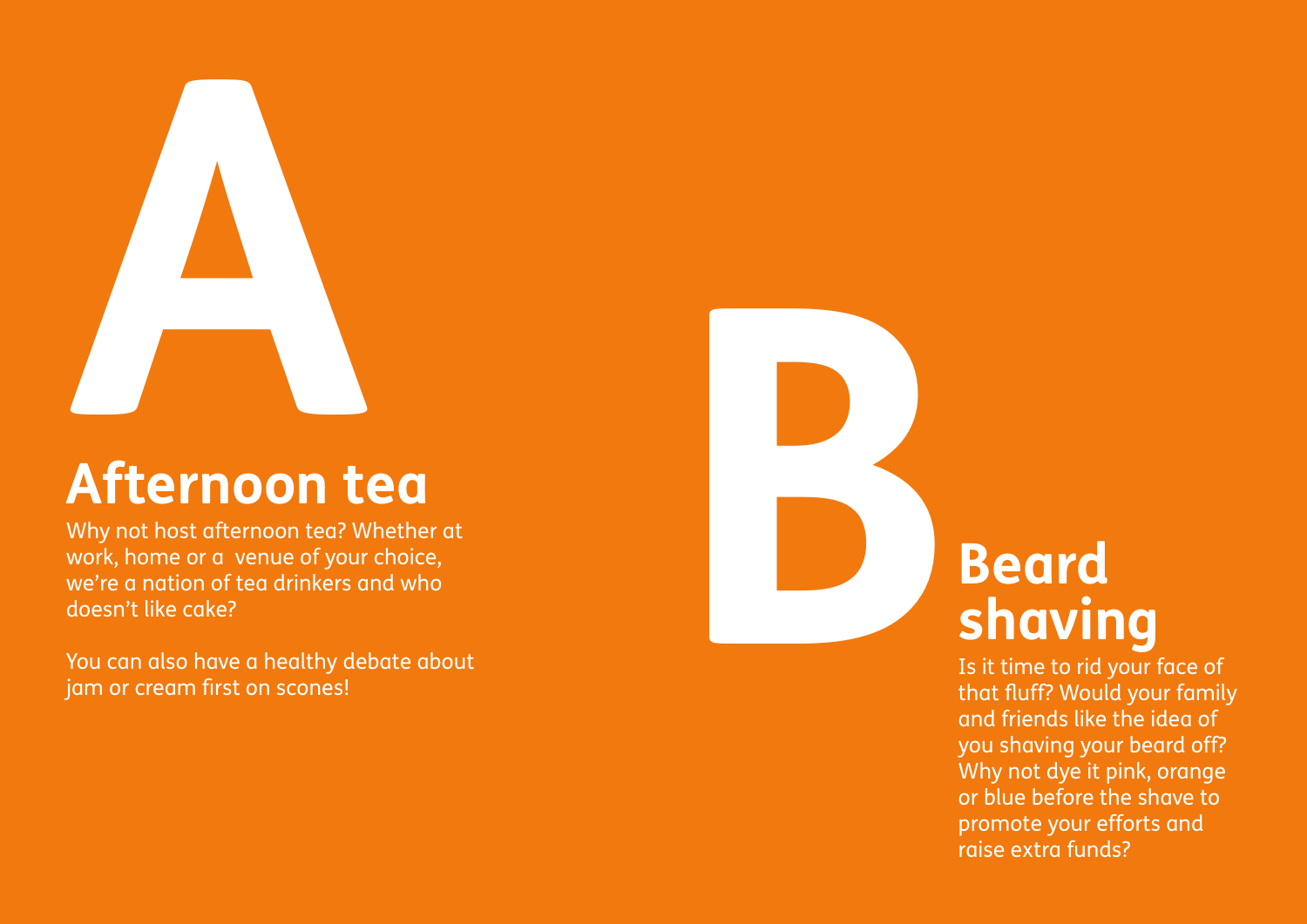# A

## Afternoon tea

Why not host afternoon tea? Whether at work, home or a venue of your choice, we're a nation of tea drinkers and who doesn't like cake?

You can also have a healthy debate about jam or cream first on scones!

# B

## Beard shaving

Is it time to rid your face of that fluff? Would your family and friends like the idea of you shaving your beard off? Why not dye it pink, orange or blue before the shave to promote your efforts and raise extra funds?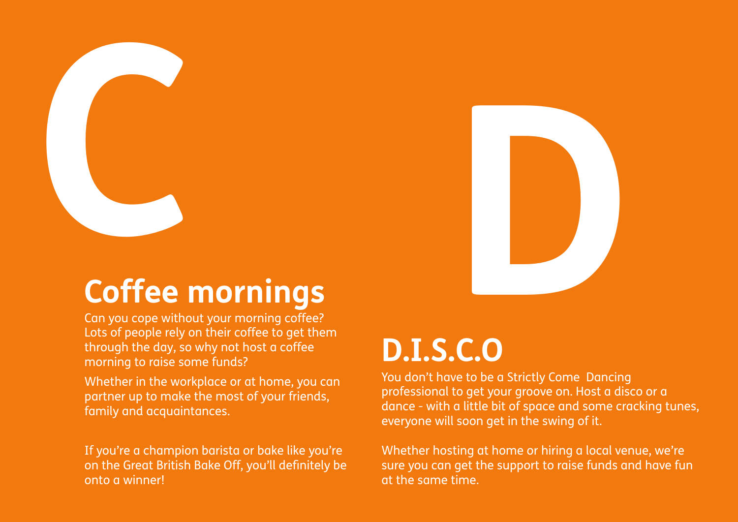# C

## Coffee mornings

Can you cope without your morning coffee? Lots of people rely on their coffee to get them through the day, so why not host a coffee morning to raise some funds?

Whether in the workplace or at home, you can partner up to make the most of your friends, family and acquaintances.

If you're a champion barista or bake like you're on the Great British Bake Off, you'll definitely be onto a winner!

# D

## D.I.S.C.O

You don't have to be a Strictly Come Dancing professional to get your groove on. Host a disco or a dance - with a little bit of space and some cracking tunes, everyone will soon get in the swing of it.

Whether hosting at home or hiring a local venue, we're sure you can get the support to raise funds and have fun at the same time.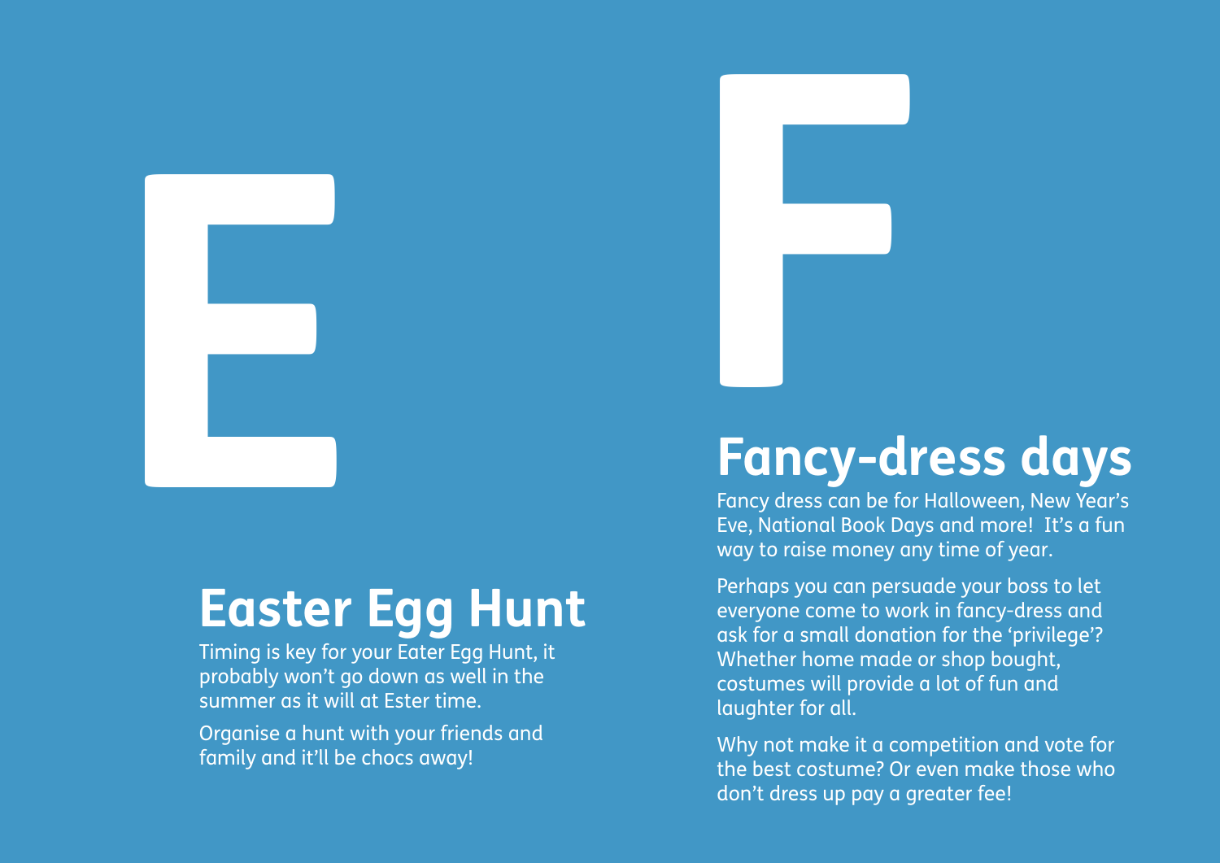# E

## Easter Egg Hunt

Timing is key for your Eater Egg Hunt, it probably won't go down as well in the summer as it will at Ester time.

Organise a hunt with your friends and family and it'll be chocs away!

# F

## Fancy-dress days

Fancy dress can be for Halloween, New Year's Eve, National Book Days and more! It's a fun way to raise money any time of year.

Perhaps you can persuade your boss to let everyone come to work in fancy-dress and ask for a small donation for the 'privilege'? Whether home made or shop bought, costumes will provide a lot of fun and laughter for all.

Why not make it a competition and vote for the best costume? Or even make those who don't dress up pay a greater fee!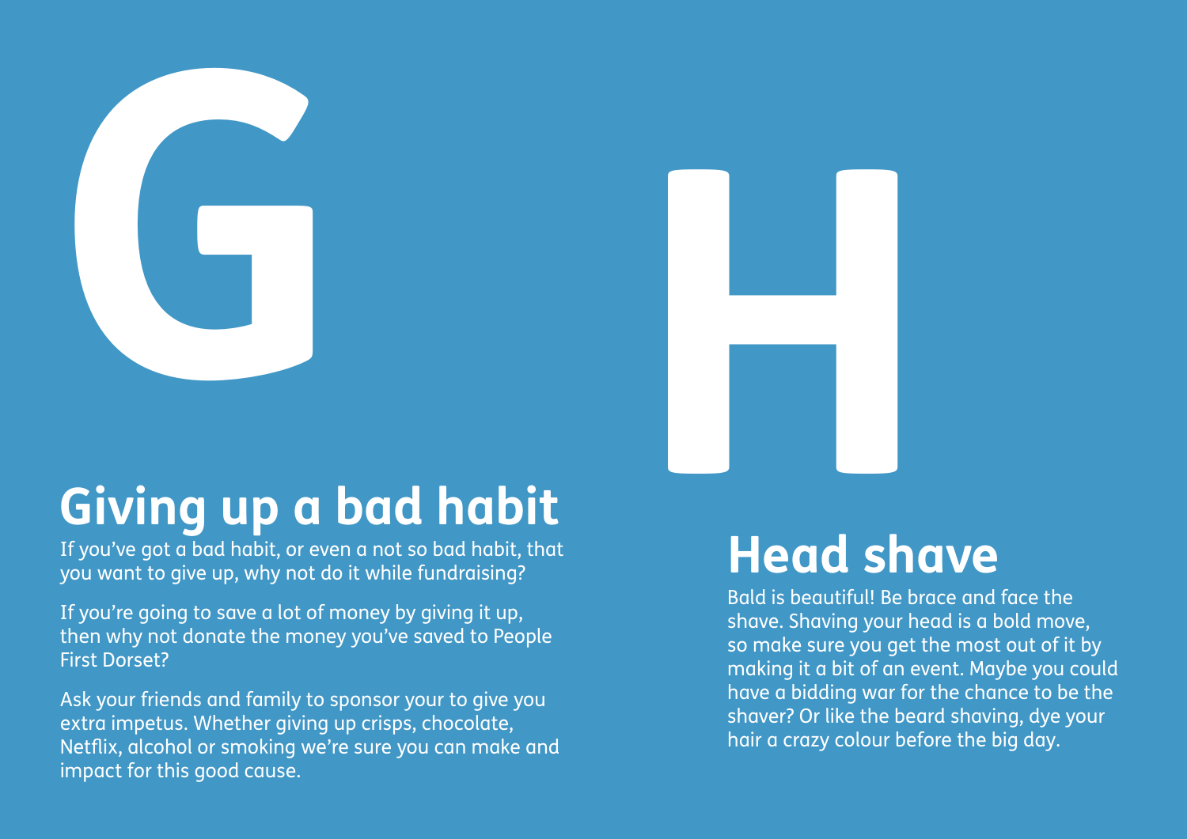# G

## Giving up a bad habit

If you've got a bad habit, or even a not so bad habit, that you want to give up, why not do it while fundraising?

If you're going to save a lot of money by giving it up, then why not donate the money you've saved to People First Dorset?

Ask your friends and family to sponsor your to give you extra impetus. Whether giving up crisps, chocolate, Netflix, alcohol or smoking we're sure you can make and impact for this good cause.

# H

## Head shave

Bald is beautiful! Be brace and face the shave. Shaving your head is a bold move, so make sure you get the most out of it by making it a bit of an event. Maybe you could have a bidding war for the chance to be the shaver? Or like the beard shaving, dye your hair a crazy colour before the big day.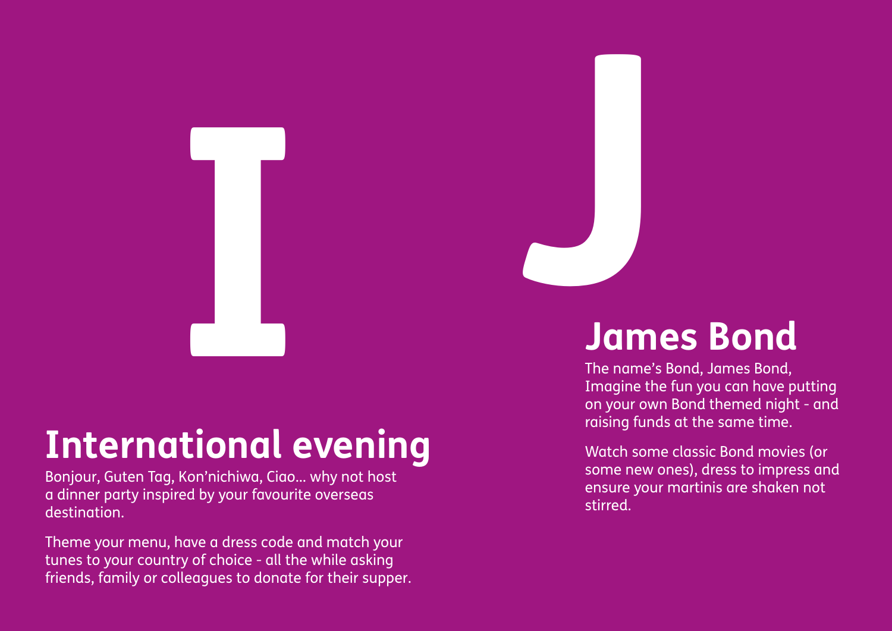# I

## International evening

Bonjour, Guten Tag, Kon'nichiwa, Ciao... why not host a dinner party inspired by your favourite overseas destination.

Theme your menu, have a dress code and match your tunes to your country of choice - all the while asking friends, family or colleagues to donate for their supper.

# J

## James Bond

The name's Bond, James Bond, Imagine the fun you can have putting on your own Bond themed night - and raising funds at the same time.

Watch some classic Bond movies (or some new ones), dress to impress and ensure your martinis are shaken not stirred.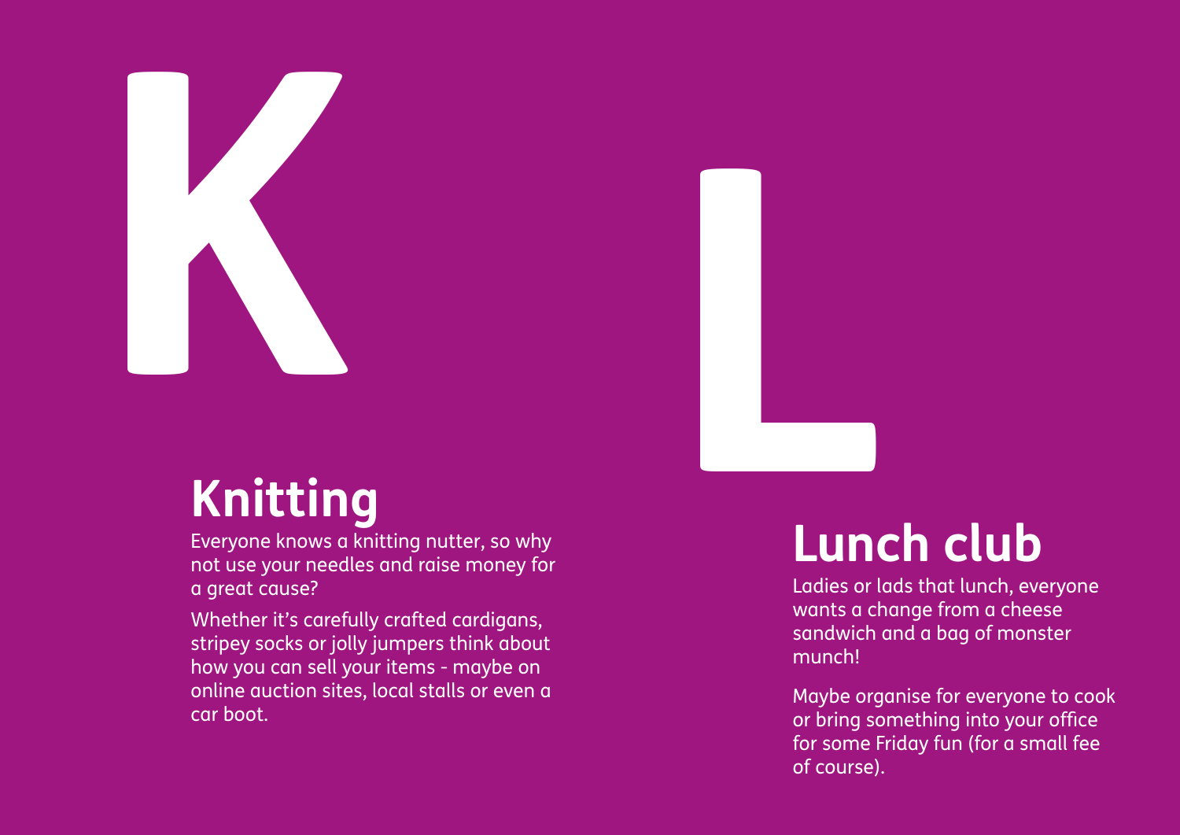# K

## Knitting

Everyone knows a knitting nutter, so why not use your needles and raise money for a great cause?

Whether it's carefully crafted cardigans, stripey socks or jolly jumpers think about how you can sell your items - maybe on online auction sites, local stalls or even a car boot.

# L

## Lunch club

Ladies or lads that lunch, everyone wants a change from a cheese sandwich and a bag of monster munch!

Maybe organise for everyone to cook or bring something into your office for some Friday fun (for a small fee of course).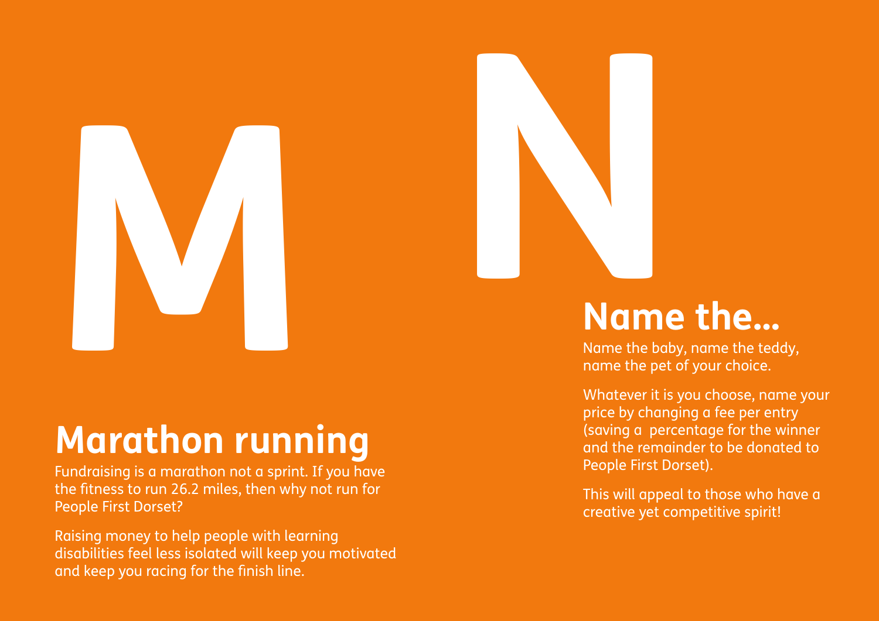# M

## Marathon running

Fundraising is a marathon not a sprint. If you have the fitness to run 26.2 miles, then why not run for People First Dorset?

Raising money to help people with learning disabilities feel less isolated will keep you motivated and keep you racing for the finish line.

# N

## Name the...

Name the baby, name the teddy, name the pet of your choice.

Whatever it is you choose, name your price by changing a fee per entry (saving a  percentage for the winner and the remainder to be donated to People First Dorset).

This will appeal to those who have a creative yet competitive spirit!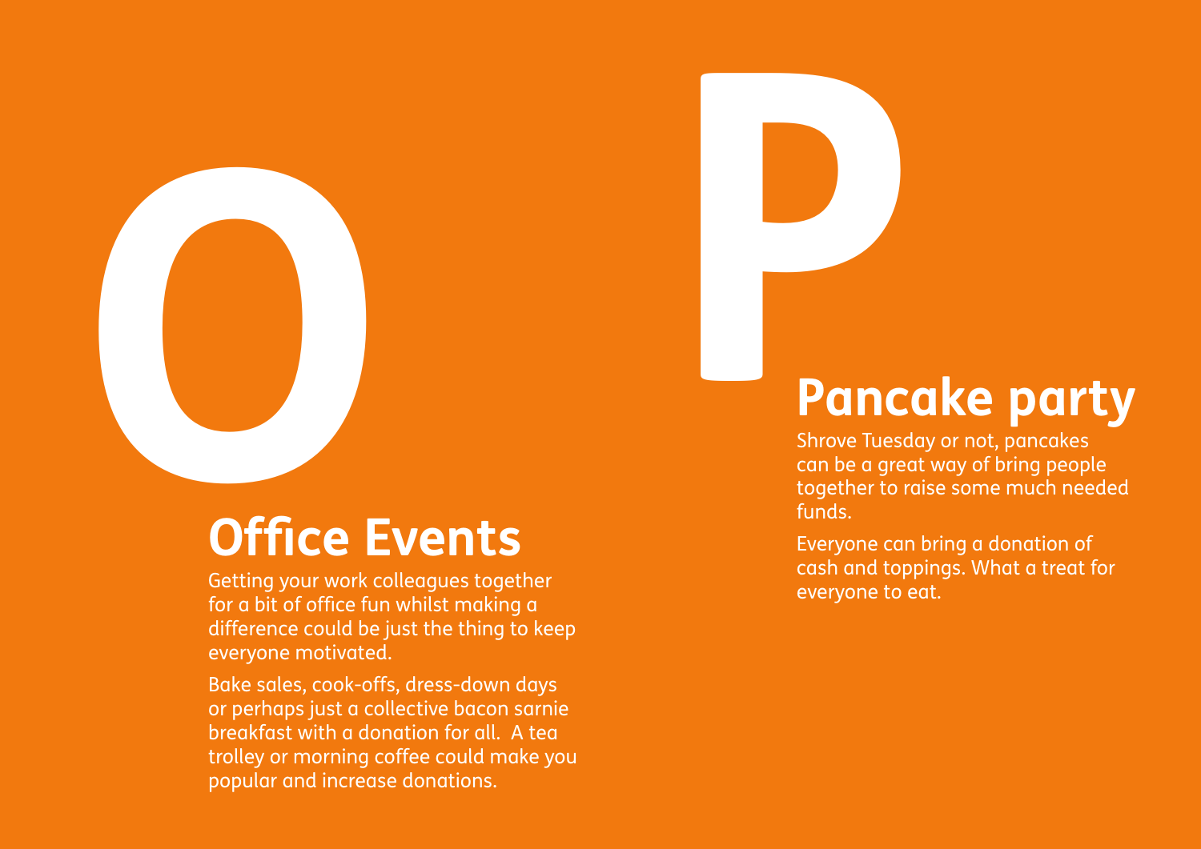# O

## Office Events

Getting your work colleagues together for a bit of office fun whilst making a difference could be just the thing to keep everyone motivated.

Bake sales, cook-offs, dress-down days or perhaps just a collective bacon sarnie breakfast with a donation for all. A tea trolley or morning coffee could make you popular and increase donations.

# P

## Pancake party

Shrove Tuesday or not, pancakes can be a great way of bring people together to raise some much needed funds.

Everyone can bring a donation of cash and toppings. What a treat for everyone to eat.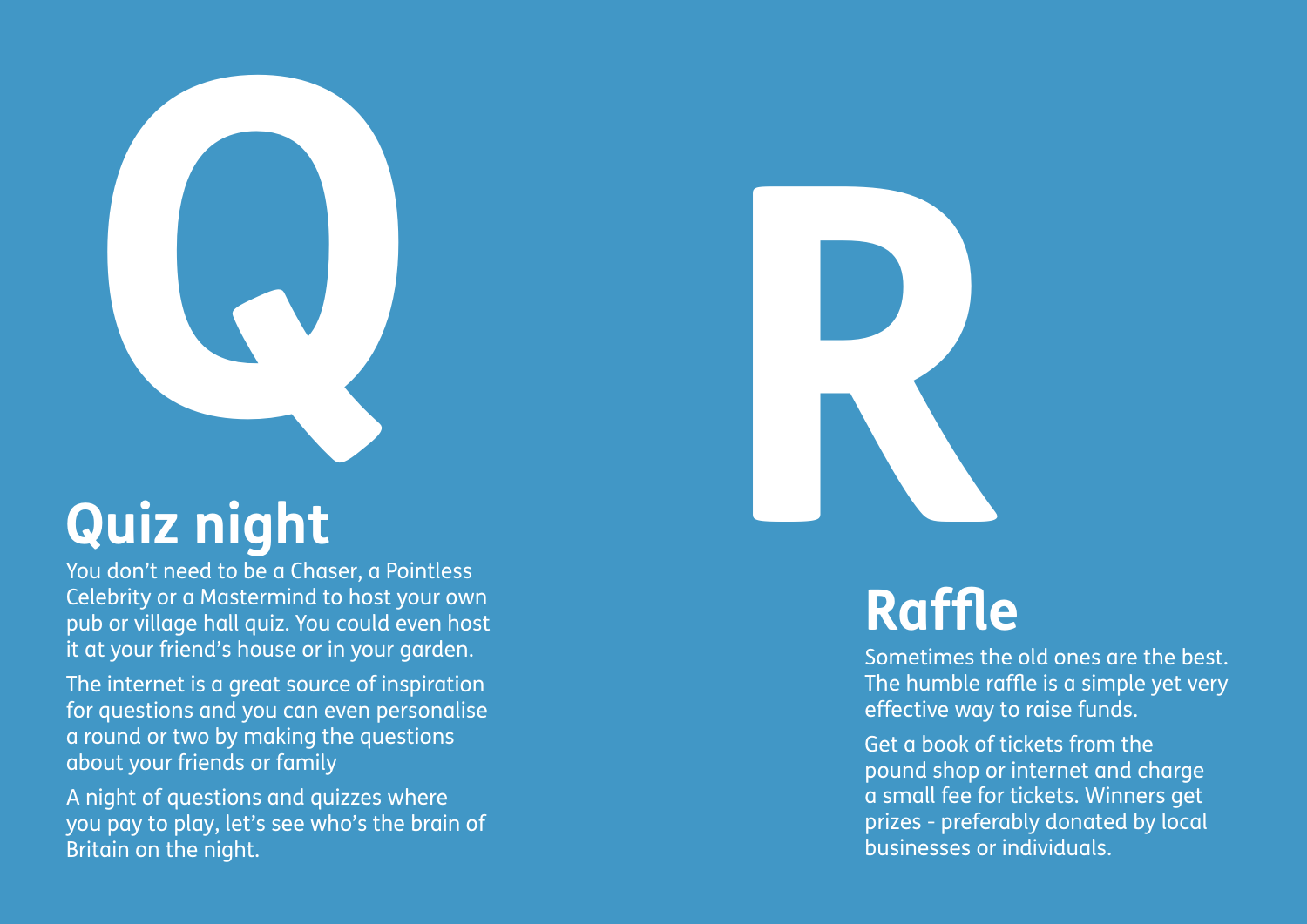# Q

## Quiz night

You don't need to be a Chaser, a Pointless Celebrity or a Mastermind to host your own pub or village hall quiz. You could even host it at your friend's house or in your garden.

The internet is a great source of inspiration for questions and you can even personalise a round or two by making the questions about your friends or family

A night of questions and quizzes where you pay to play, let's see who's the brain of Britain on the night.

# R

## Raffle

Sometimes the old ones are the best. The humble raffle is a simple yet very effective way to raise funds.

Get a book of tickets from the pound shop or internet and charge a small fee for tickets. Winners get prizes - preferably donated by local businesses or individuals.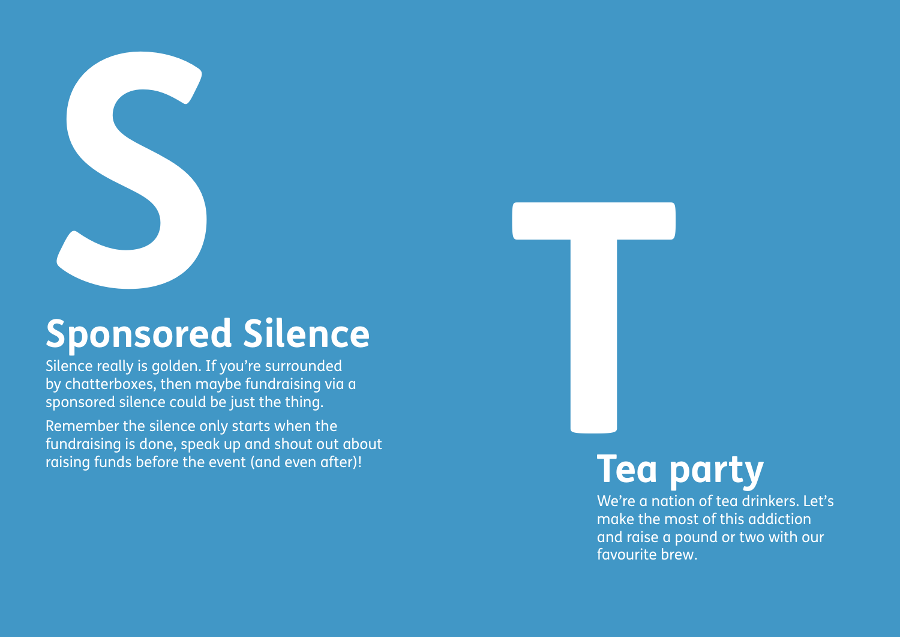# S

## Sponsored Silence

Silence really is golden. If you're surrounded by chatterboxes, then maybe fundraising via a sponsored silence could be just the thing.

Remember the silence only starts when the fundraising is done, speak up and shout out about raising funds before the event (and even after)!

# T

## Tea party

We're a nation of tea drinkers. Let's make the most of this addiction and raise a pound or two with our favourite brew.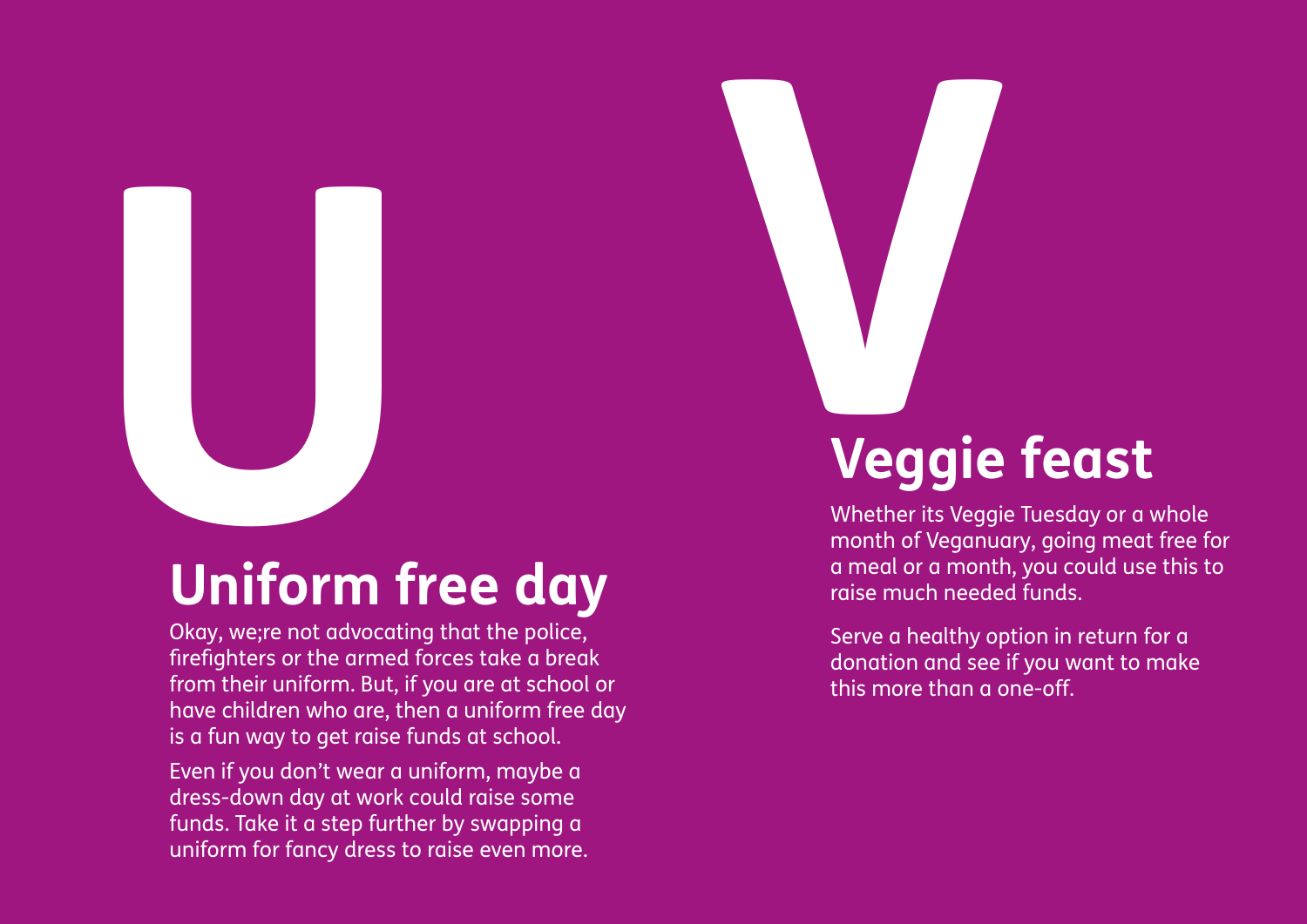U

## Uniform free day

Okay, we;re not advocating that the police, firefighters or the armed forces take a break from their uniform. But, if you are at school or have children who are, then a uniform free day is a fun way to get raise funds at school.

Even if you don't wear a uniform, maybe a dress-down day at work could raise some funds. Take it a step further by swapping a uniform for fancy dress to raise even more.

V

## Veggie feast

Whether its Veggie Tuesday or a whole month of Veganuary, going meat free for a meal or a month, you could use this to raise much needed funds.

Serve a healthy option in return for a donation and see if you want to make this more than a one-off.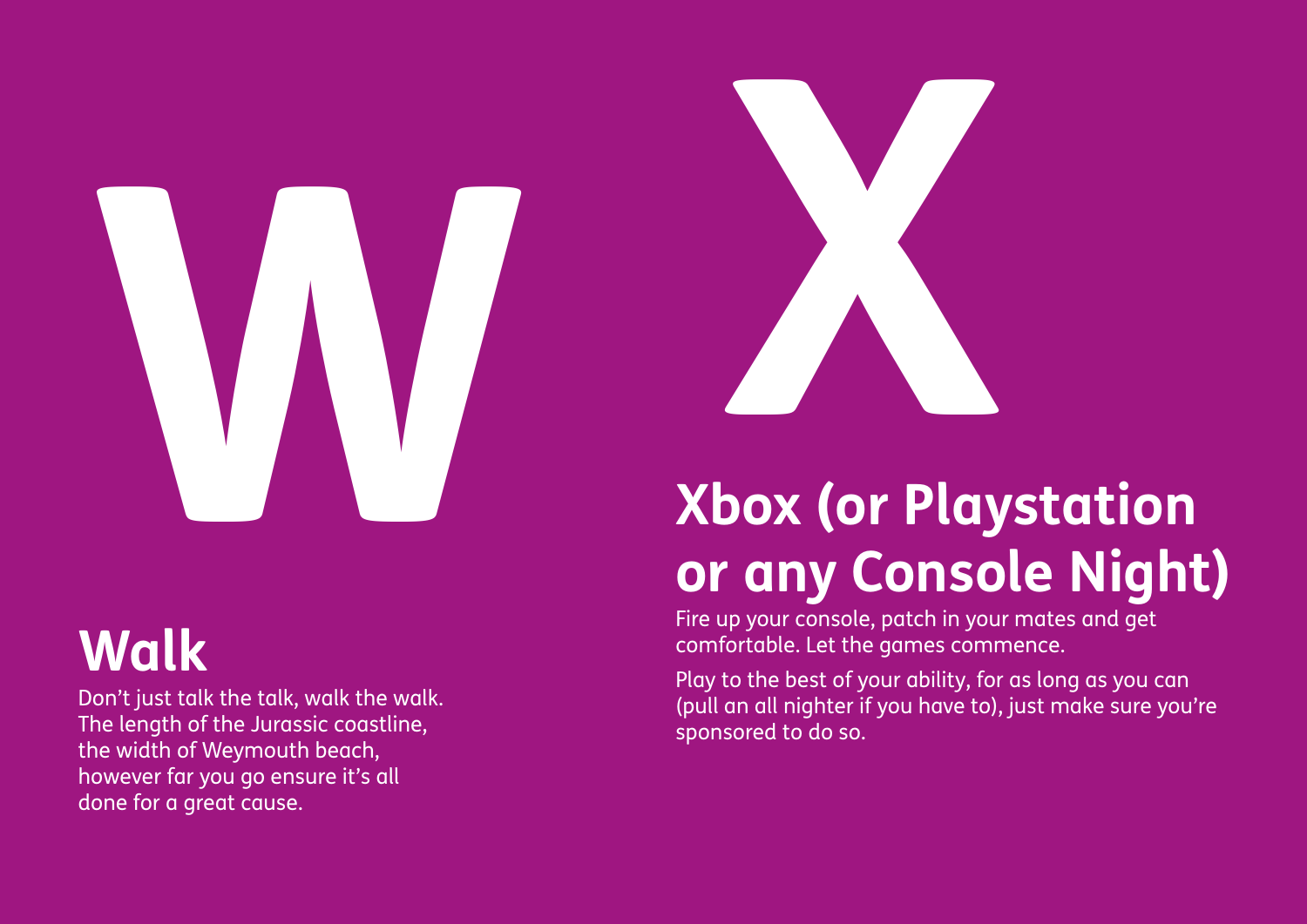# W

## Walk

Don't just talk the talk, walk the walk. The length of the Jurassic coastline, the width of Weymouth beach, however far you go ensure it's all done for a great cause.

# X

## Xbox (or Playstation or any Console Night)

Fire up your console, patch in your mates and get comfortable. Let the games commence.

Play to the best of your ability, for as long as you can (pull an all nighter if you have to), just make sure you're sponsored to do so.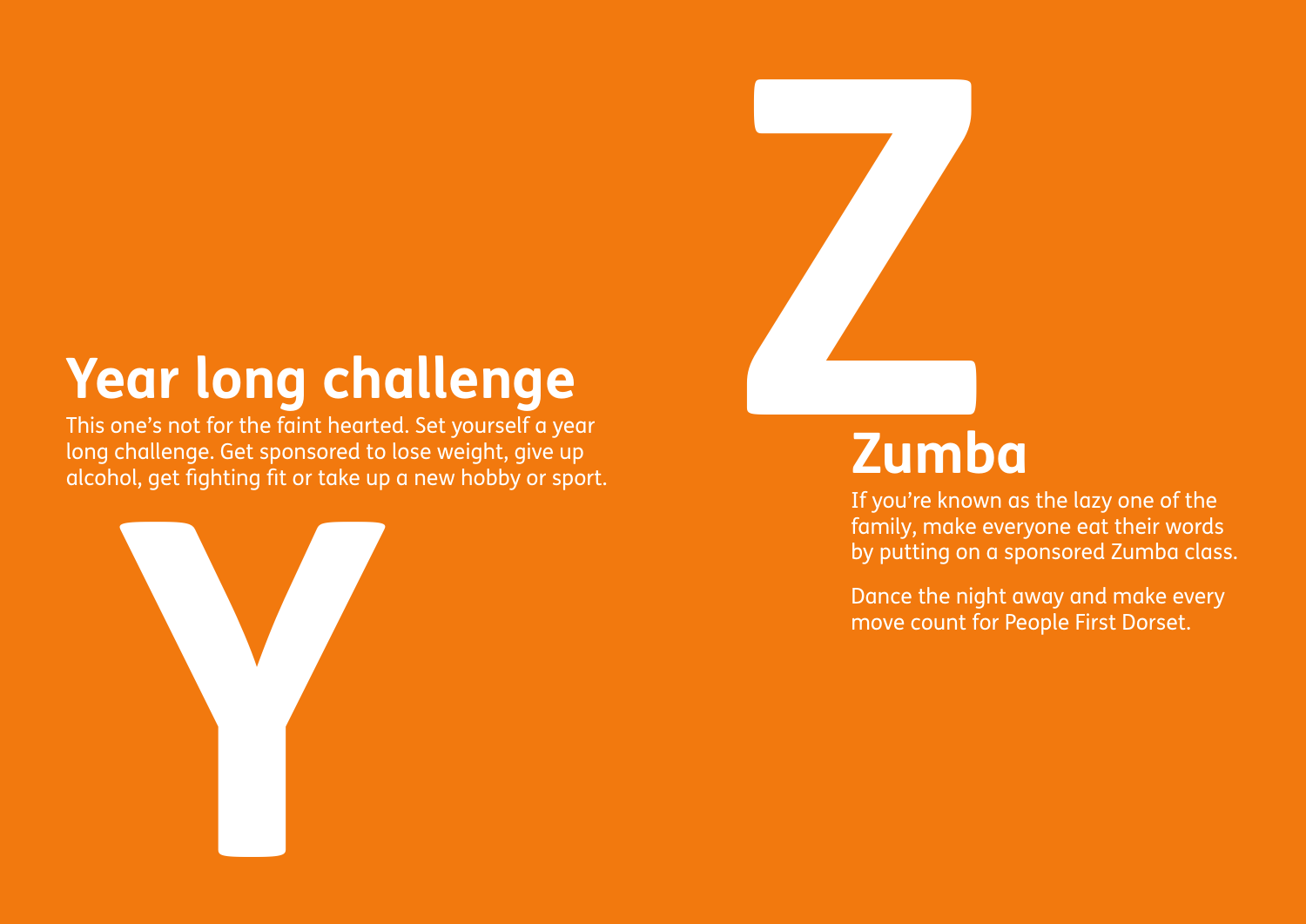## Year long challenge

This one's not for the faint hearted. Set yourself a year long challenge. Get sponsored to lose weight, give up alcohol, get fighting fit or take up a new hobby or sport.

## Zumba

If you're known as the lazy one of the family, make everyone eat their words by putting on a sponsored Zumba class.

Dance the night away and make every move count for People First Dorset.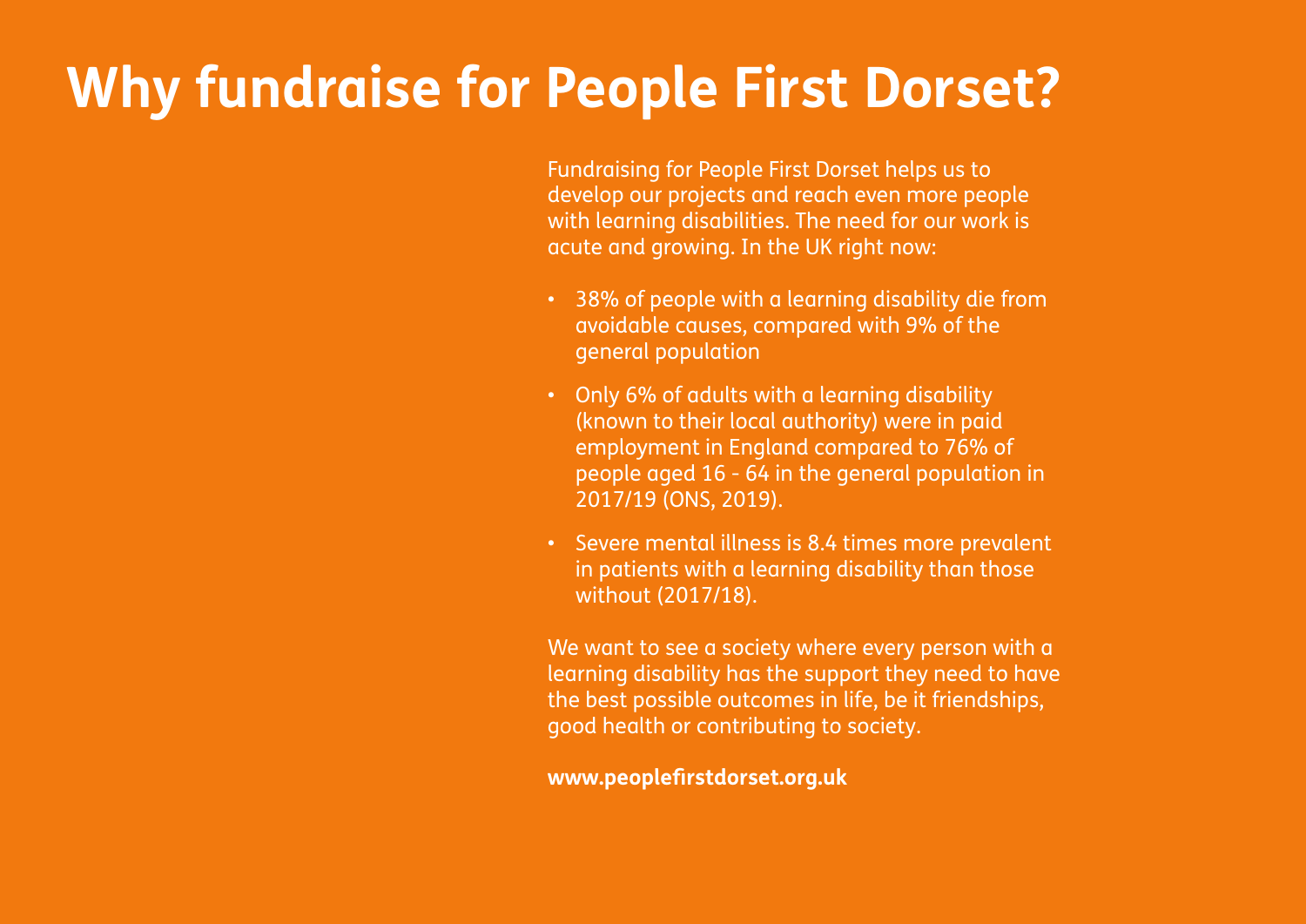# Why fundraise for People First Dorset?

Fundraising for People First Dorset helps us to develop our projects and reach even more people with learning disabilities. The need for our work is acute and growing. In the UK right now:

- 38% of people with a learning disability die from avoidable causes, compared with 9% of the general population
- Only 6% of adults with a learning disability (known to their local authority) were in paid employment in England compared to 76% of people aged 16 - 64 in the general population in 2017/19 (ONS, 2019).
- Severe mental illness is 8.4 times more prevalent in patients with a learning disability than those without (2017/18).

We want to see a society where every person with a learning disability has the support they need to have the best possible outcomes in life, be it friendships, good health or contributing to society.

**www.peoplefirstdorset.org.uk**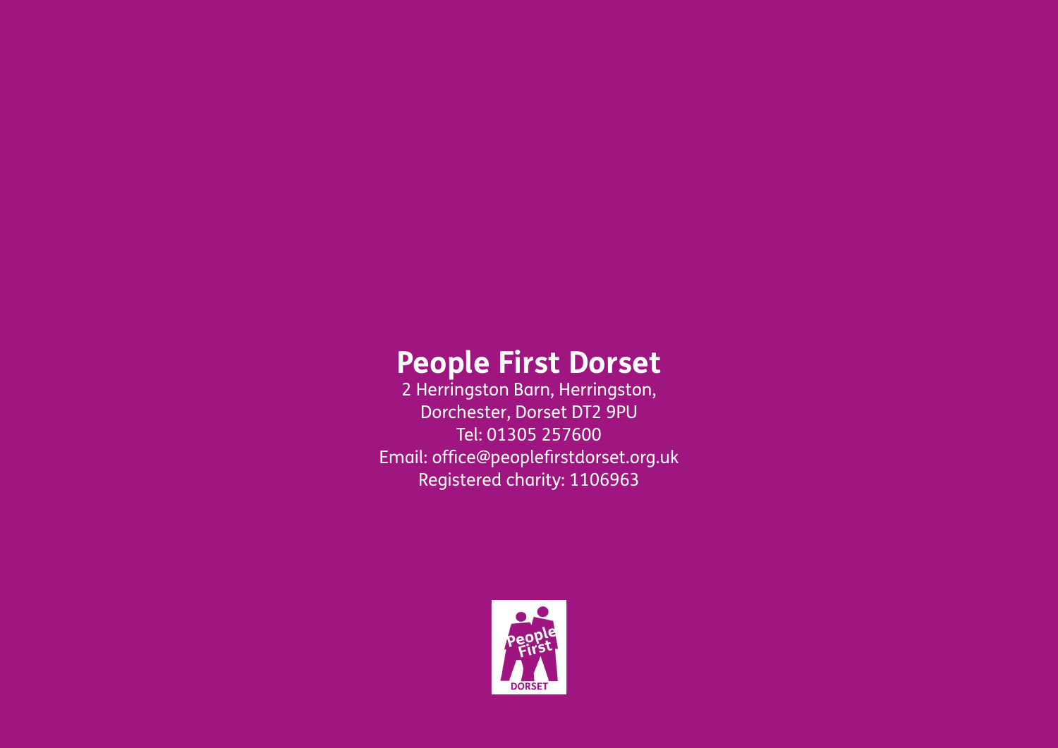**People First Dorset**

2 Herringston Barn, Herringston,
Dorchester, Dorset DT2 9PU
Tel: 01305 257600
Email: office@peoplefirstdorset.org.uk
Registered charity: 1106963